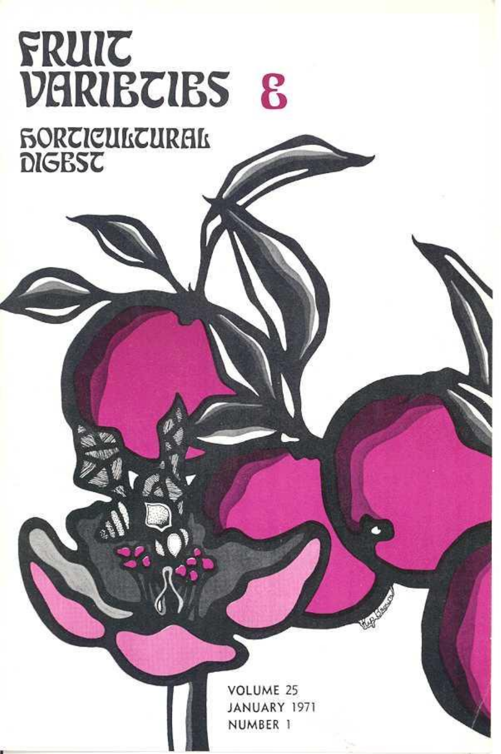# FRUIT VARIETIES & HORTICULTURAL DIGEST

VOLUME 25
JANUARY 1971
NUMBER 1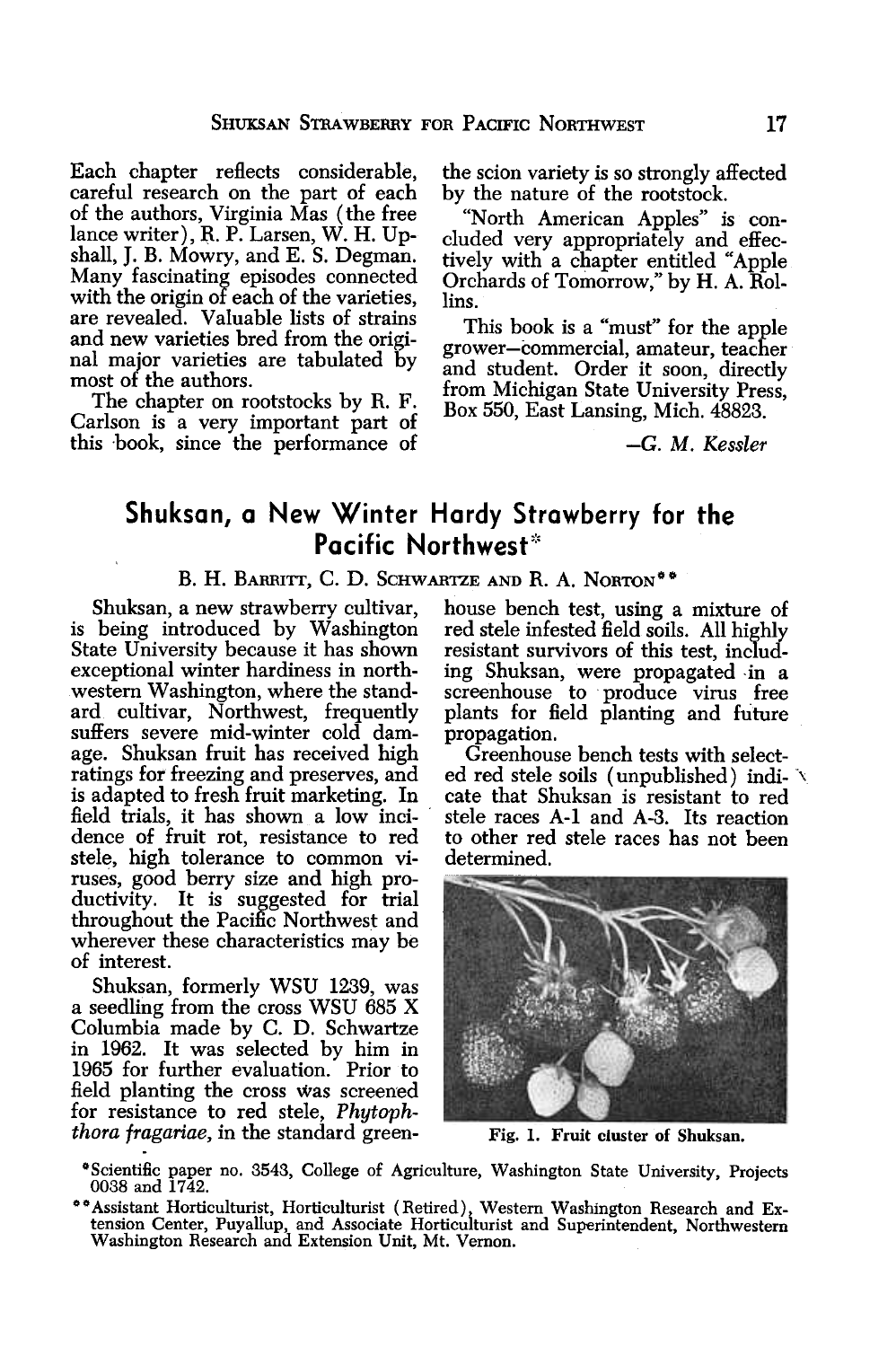Each chapter reflects considerable, careful research on the part of each of the authors, Virginia Mas (the free lance writer), R. P. Larsen, W. H. Upshall, J. B. Mowry, and E. S. Degman. Many fascinating episodes connected with the origin of each of the varieties, are revealed. Valuable lists of strains and new varieties bred from the original major varieties are tabulated by most of the authors.

The chapter on rootstocks by R. F. Carlson is a very important part of this book, since the performance of the scion variety is so strongly affected by the nature of the rootstock.

"North American Apples" is concluded very appropriately and effectively with a chapter entitled "Apple Orchards of Tomorrow," by H. A. Rollins.

This book is a "must" for the apple grower—commercial, amateur, teacher and student. Order it soon, directly from Michigan State University Press, Box 550, East Lansing, Mich. 48823.

—*G. M. Kessler*

## Shuksan, a New Winter Hardy Strawberry for the Pacific Northwest*

B. H. Barritt, C. D. Schwartze and R. A. Norton**

Shuksan, a new strawberry cultivar, is being introduced by Washington State University because it has shown exceptional winter hardiness in northwestern Washington, where the standard cultivar, Northwest, frequently suffers severe mid-winter cold damage. Shuksan fruit has received high ratings for freezing and preserves, and is adapted to fresh fruit marketing. In field trials, it has shown a low incidence of fruit rot, resistance to red stele, high tolerance to common viruses, good berry size and high productivity. It is suggested for trial throughout the Pacific Northwest and wherever these characteristics may be of interest.

Shuksan, formerly WSU 1239, was a seedling from the cross WSU 685 X Columbia made by C. D. Schwartze in 1962. It was selected by him in 1965 for further evaluation. Prior to field planting the cross was screened for resistance to red stele, *Phytophthora fragariae*, in the standard greenhouse bench test, using a mixture of red stele infested field soils. All highly resistant survivors of this test, including Shuksan, were propagated in a screenhouse to produce virus free plants for field planting and future propagation.

Greenhouse bench tests with selected red stele soils (unpublished) indicate that Shuksan is resistant to red stele races A-1 and A-3. Its reaction to other red stele races has not been determined.

Fig. 1. Fruit cluster of Shuksan.

*Scientific paper no. 3543, College of Agriculture, Washington State University, Projects 0038 and 1742.

**Assistant Horticulturist, Horticulturist (Retired), Western Washington Research and Extension Center, Puyallup, and Associate Horticulturist and Superintendent, Northwestern Washington Research and Extension Unit, Mt. Vernon.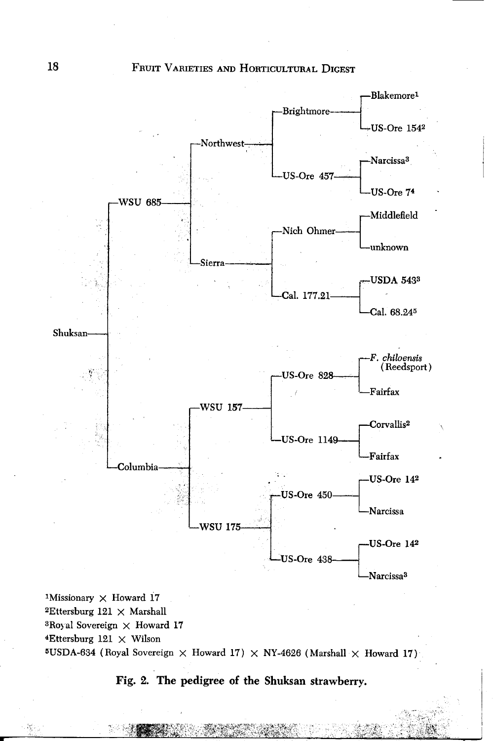- Shuksan
  - WSU 685
    - Northwest
      - Brightmore
        - Blakemore[1]
        - US-Ore 154[2]
      - US-Ore 457
        - Narcissa[3]
        - US-Ore 7[4]
    - Sierra
      - Nich Ohmer
        - Middlefield
        - unknown
      - Cal. 177.21
        - USDA 543[3]
        - Cal. 68.24[5]
  - Columbia
    - WSU 157
      - US-Ore 828
        - *F. chiloensis* (Reedsport)
        - Fairfax
      - US-Ore 1149
        - Corvallis[2]
        - Fairfax
    - WSU 175
      - US-Ore 450
        - US-Ore 14[2]
        - Narcissa
      - US-Ore 438
        - US-Ore 14[2]
        - Narcissa[3]

[1]Missionary × Howard 17
[2]Ettersburg 121 × Marshall
[3]Royal Sovereign × Howard 17
[4]Ettersburg 121 × Wilson
[5]USDA-634 (Royal Sovereign × Howard 17) × NY-4626 (Marshall × Howard 17)

**Fig. 2. The pedigree of the Shuksan strawberry.**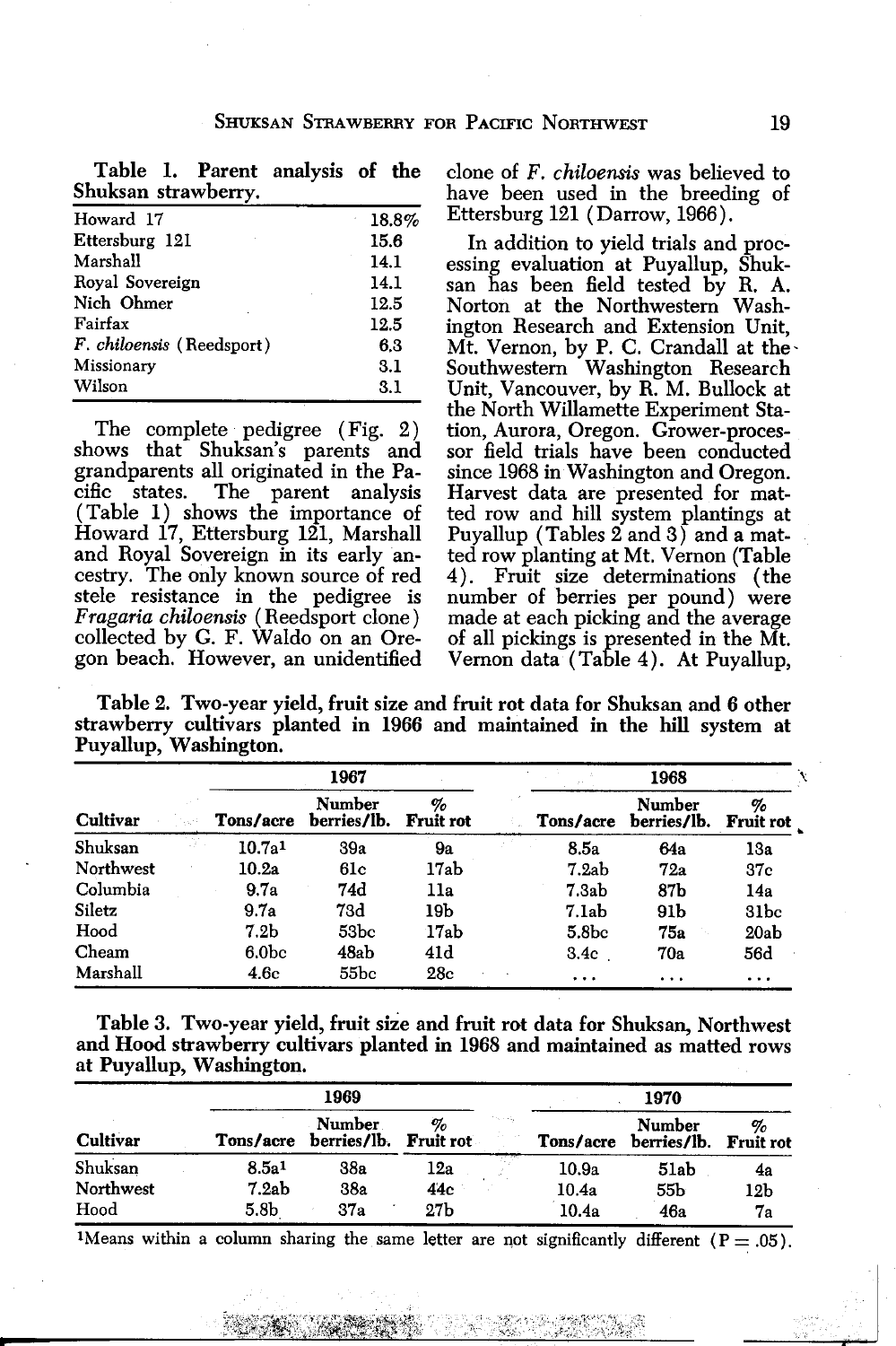Table 1. Parent analysis of the Shuksan strawberry.

| | |
|---|---|
| Howard 17 | 18.8% |
| Ettersburg 121 | 15.6 |
| Marshall | 14.1 |
| Royal Sovereign | 14.1 |
| Nich Ohmer | 12.5 |
| Fairfax | 12.5 |
| *F. chiloensis* (Reedsport) | 6.3 |
| Missionary | 3.1 |
| Wilson | 3.1 |

The complete pedigree (Fig. 2) shows that Shuksan's parents and grandparents all originated in the Pacific states. The parent analysis (Table 1) shows the importance of Howard 17, Ettersburg 121, Marshall and Royal Sovereign in its early ancestry. The only known source of red stele resistance in the pedigree is *Fragaria chiloensis* (Reedsport clone) collected by G. F. Waldo on an Oregon beach. However, an unidentified clone of *F. chiloensis* was believed to have been used in the breeding of Ettersburg 121 (Darrow, 1966).

In addition to yield trials and processing evaluation at Puyallup, Shuksan has been field tested by R. A. Norton at the Northwestern Washington Research and Extension Unit, Mt. Vernon, by P. C. Crandall at the Southwestern Washington Research Unit, Vancouver, by R. M. Bullock at the North Willamette Experiment Station, Aurora, Oregon. Grower-processor field trials have been conducted since 1968 in Washington and Oregon. Harvest data are presented for matted row and hill system plantings at Puyallup (Tables 2 and 3) and a matted row planting at Mt. Vernon (Table 4). Fruit size determinations (the number of berries per pound) were made at each picking and the average of all pickings is presented in the Mt. Vernon data (Table 4). At Puyallup,

Table 2. Two-year yield, fruit size and fruit rot data for Shuksan and 6 other strawberry cultivars planted in 1966 and maintained in the hill system at Puyallup, Washington.

| | 1967 | | | 1968 | | |
|---|---|---|---|---|---|---|
| Cultivar | Tons/acre | Number berries/lb. | % Fruit rot | Tons/acre | Number berries/lb. | % Fruit rot |
| Shuksan | 10.7a[1] | 39a | 9a | 8.5a | 64a | 13a |
| Northwest | 10.2a | 61c | 17ab | 7.2ab | 72a | 37c |
| Columbia | 9.7a | 74d | 11a | 7.3ab | 87b | 14a |
| Siletz | 9.7a | 73d | 19b | 7.1ab | 91b | 31bc |
| Hood | 7.2b | 53bc | 17ab | 5.8bc | 75a | 20ab |
| Cheam | 6.0bc | 48ab | 41d | 3.4c | 70a | 56d |
| Marshall | 4.6c | 55bc | 28c | ... | ... | ... |

Table 3. Two-year yield, fruit size and fruit rot data for Shuksan, Northwest and Hood strawberry cultivars planted in 1968 and maintained as matted rows at Puyallup, Washington.

| | 1969 | | | 1970 | | |
|---|---|---|---|---|---|---|
| Cultivar | Tons/acre | Number berries/lb. | % Fruit rot | Tons/acre | Number berries/lb. | % Fruit rot |
| Shuksan | 8.5a[1] | 38a | 12a | 10.9a | 51ab | 4a |
| Northwest | 7.2ab | 38a | 44c | 10.4a | 55b | 12b |
| Hood | 5.8b | 37a | 27b | 10.4a | 46a | 7a |

[1]Means within a column sharing the same letter are not significantly different ($P = .05$).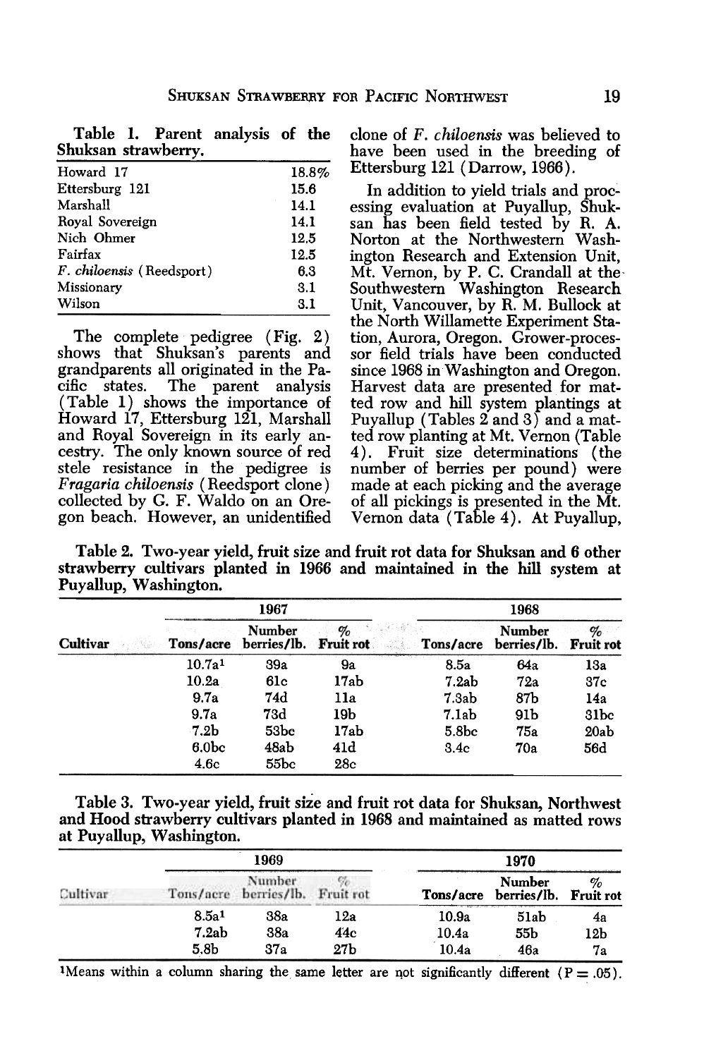**Table 1. Parent analysis of the Shuksan strawberry.**

| | |
|---|---|
| Howard 17 | 18.8% |
| Ettersburg 121 | 15.6 |
| Marshall | 14.1 |
| Royal Sovereign | 14.1 |
| Nich Ohmer | 12.5 |
| Fairfax | 12.5 |
| *F. chiloensis* (Reedsport) | 6.3 |
| Missionary | 3.1 |
| Wilson | 3.1 |

The complete pedigree (Fig. 2) shows that Shuksan's parents and grandparents all originated in the Pacific states. The parent analysis (Table 1) shows the importance of Howard 17, Ettersburg 121, Marshall and Royal Sovereign in its early ancestry. The only known source of red stele resistance in the pedigree is *Fragaria chiloensis* (Reedsport clone) collected by G. F. Waldo on an Oregon beach. However, an unidentified clone of *F. chiloensis* was believed to have been used in the breeding of Ettersburg 121 (Darrow, 1966).

In addition to yield trials and processing evaluation at Puyallup, Shuksan has been field tested by R. A. Norton at the Northwestern Washington Research and Extension Unit, Mt. Vernon, by P. C. Crandall at the Southwestern Washington Research Unit, Vancouver, by R. M. Bullock at the North Willamette Experiment Station, Aurora, Oregon. Grower-processor field trials have been conducted since 1968 in Washington and Oregon. Harvest data are presented for matted row and hill system plantings at Puyallup (Tables 2 and 3) and a matted row planting at Mt. Vernon (Table 4). Fruit size determinations (the number of berries per pound) were made at each picking and the average of all pickings is presented in the Mt. Vernon data (Table 4). At Puyallup,

**Table 2. Two-year yield, fruit size and fruit rot data for Shuksan and 6 other strawberry cultivars planted in 1966 and maintained in the hill system at Puyallup, Washington.**

| | 1967 | | | 1968 | | |
|---|---|---|---|---|---|---|
| Cultivar | Tons/acre | Number berries/lb. | % Fruit rot | Tons/acre | Number berries/lb. | % Fruit rot |
| | 10.7a[1] | 39a | 9a | 8.5a | 64a | 13a |
| | 10.2a | 61c | 17ab | 7.2ab | 72a | 37c |
| | 9.7a | 74d | 11a | 7.3ab | 87b | 14a |
| | 9.7a | 73d | 19b | 7.1ab | 91b | 31bc |
| | 7.2b | 53bc | 17ab | 5.8bc | 75a | 20ab |
| | 6.0bc | 48ab | 41d | 3.4c | 70a | 56d |
| | 4.6c | 55bc | 28c | | | |

**Table 3. Two-year yield, fruit size and fruit rot data for Shuksan, Northwest and Hood strawberry cultivars planted in 1968 and maintained as matted rows at Puyallup, Washington.**

| | 1969 | | | 1970 | | |
|---|---|---|---|---|---|---|
| Cultivar | Tons/acre | Number berries/lb. | % Fruit rot | Tons/acre | Number berries/lb. | % Fruit rot |
| | 8.5a[1] | 38a | 12a | 10.9a | 51ab | 4a |
| | 7.2ab | 38a | 44c | 10.4a | 55b | 12b |
| | 5.8b | 37a | 27b | 10.4a | 46a | 7a |

[1]Means within a column sharing the same letter are not significantly different (P = .05).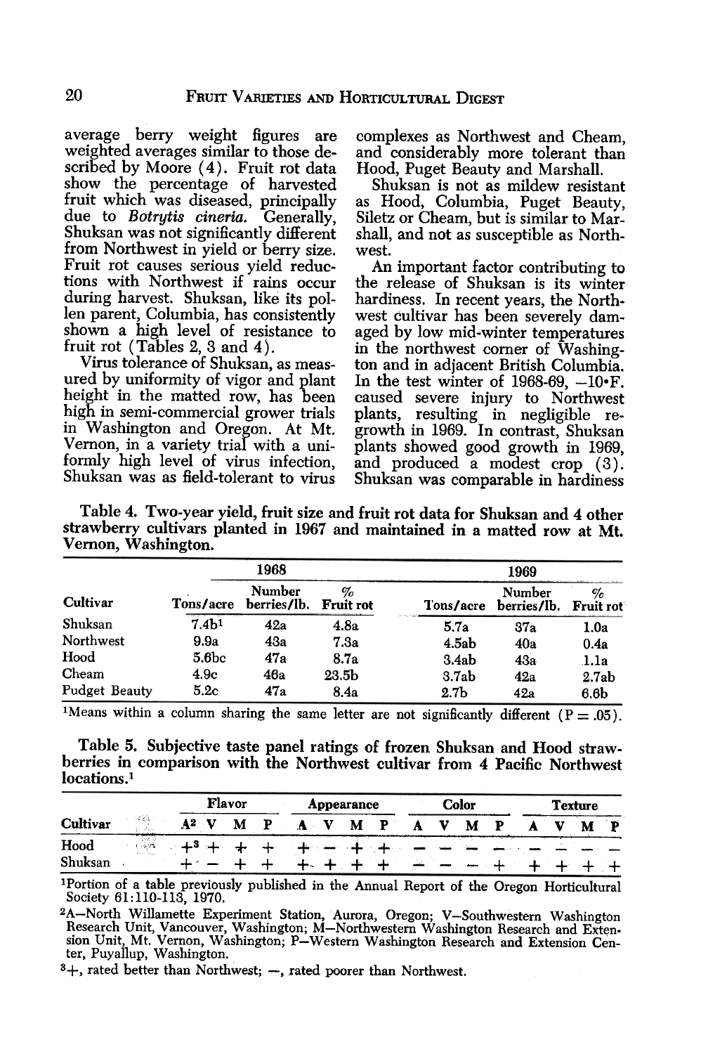average berry weight figures are weighted averages similar to those described by Moore (4). Fruit rot data show the percentage of harvested fruit which was diseased, principally due to *Botrytis cineria*. Generally, Shuksan was not significantly different from Northwest in yield or berry size. Fruit rot causes serious yield reductions with Northwest if rains occur during harvest. Shuksan, like its pollen parent, Columbia, has consistently shown a high level of resistance to fruit rot (Tables 2, 3 and 4).

Virus tolerance of Shuksan, as measured by uniformity of vigor and plant height in the matted row, has been high in semi-commercial grower trials in Washington and Oregon. At Mt. Vernon, in a variety trial with a uniformly high level of virus infection, Shuksan was as field-tolerant to virus complexes as Northwest and Cheam, and considerably more tolerant than Hood, Puget Beauty and Marshall.

Shuksan is not as mildew resistant as Hood, Columbia, Puget Beauty, Siletz or Cheam, but is similar to Marshall, and not as susceptible as Northwest.

An important factor contributing to the release of Shuksan is its winter hardiness. In recent years, the Northwest cultivar has been severely damaged by low mid-winter temperatures in the northwest corner of Washington and in adjacent British Columbia. In the test winter of 1968-69, −10°F. caused severe injury to Northwest plants, resulting in negligible regrowth in 1969. In contrast, Shuksan plants showed good growth in 1969, and produced a modest crop (3). Shuksan was comparable in hardiness

**Table 4. Two-year yield, fruit size and fruit rot data for Shuksan and 4 other strawberry cultivars planted in 1967 and maintained in a matted row at Mt. Vernon, Washington.**

| | 1968 | | | 1969 | | |
|---|---|---|---|---|---|---|
| Cultivar | Tons/acre | Number berries/lb. | % Fruit rot | Tons/acre | Number berries/lb. | % Fruit rot |
| Shuksan | 7.4b[1] | 42a | 4.8a | 5.7a | 37a | 1.0a |
| Northwest | 9.9a | 43a | 7.3a | 4.5ab | 40a | 0.4a |
| Hood | 5.6bc | 47a | 8.7a | 3.4ab | 43a | 1.1a |
| Cheam | 4.9c | 46a | 23.5b | 3.7ab | 42a | 2.7ab |
| Pudget Beauty | 5.2c | 47a | 8.4a | 2.7b | 42a | 6.6b |

[1]Means within a column sharing the same letter are not significantly different ($P = .05$).

**Table 5. Subjective taste panel ratings of frozen Shuksan and Hood strawberries in comparison with the Northwest cultivar from 4 Pacific Northwest locations.[1]**

| | Flavor | | | | Appearance | | | | Color | | | | Texture | | | |
|---|---|---|---|---|---|---|---|---|---|---|---|---|---|---|---|---|
| Cultivar | A[2] | V | M | P | A | V | M | P | A | V | M | P | A | V | M | P |
| Hood | +[3] | + | + | + | + | − | + | + | − | − | − | − | − | − | − | − |
| Shuksan | + | − | + | + | + | + | + | + | − | − | − | + | + | + | + | + |

[1]Portion of a table previously published in the Annual Report of the Oregon Horticultural Society 61:110-113, 1970.

[2]A—North Willamette Experiment Station, Aurora, Oregon; V—Southwestern Washington Research Unit, Vancouver, Washington; M—Northwestern Washington Research and Extension Unit, Mt. Vernon, Washington; P—Western Washington Research and Extension Center, Puyallup, Washington.

[3]+, rated better than Northwest; −, rated poorer than Northwest.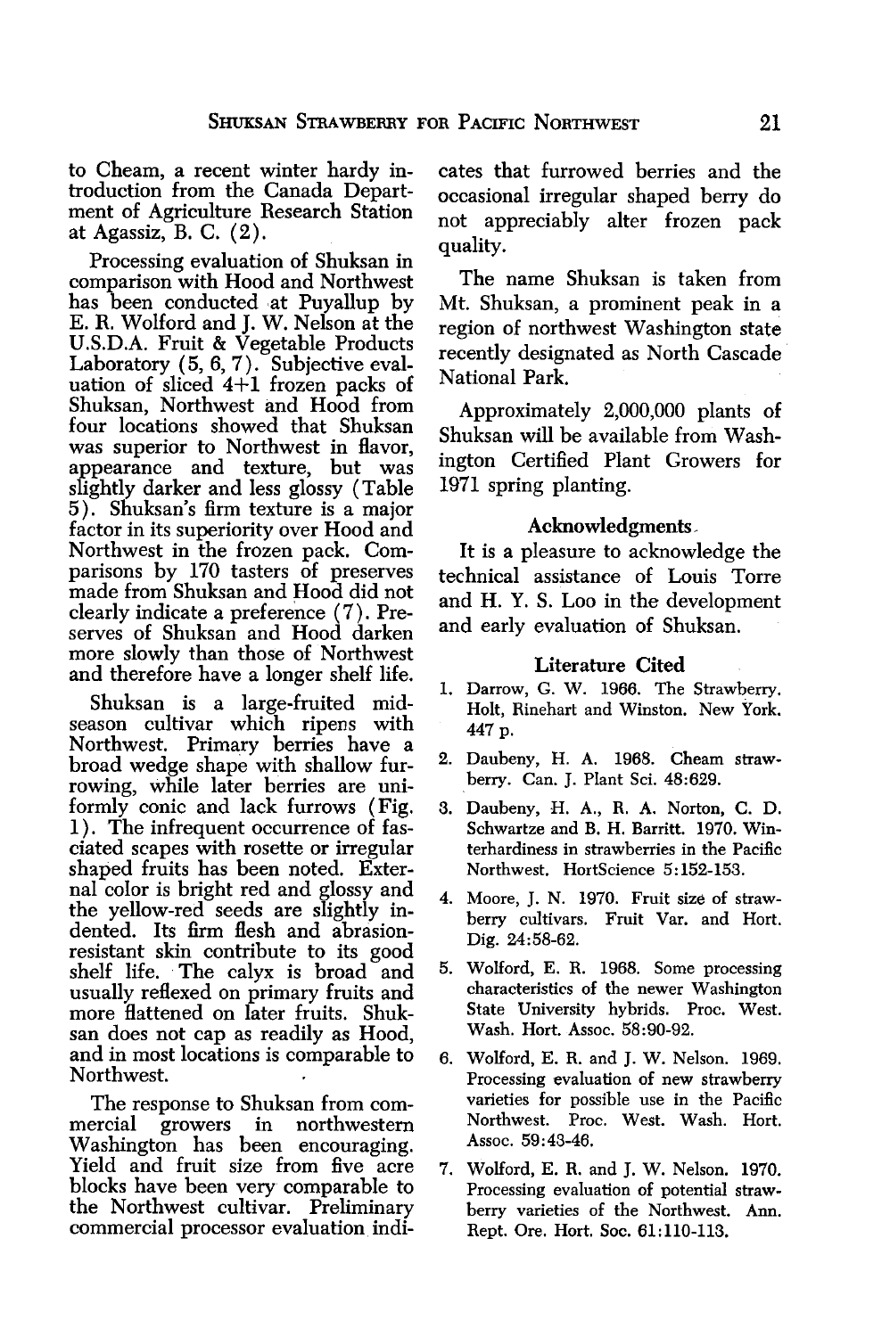to Cheam, a recent winter hardy introduction from the Canada Department of Agriculture Research Station at Agassiz, B. C. (2).

Processing evaluation of Shuksan in comparison with Hood and Northwest has been conducted at Puyallup by E. R. Wolford and J. W. Nelson at the U.S.D.A. Fruit & Vegetable Products Laboratory (5, 6, 7). Subjective evaluation of sliced 4+1 frozen packs of Shuksan, Northwest and Hood from four locations showed that Shuksan was superior to Northwest in flavor, appearance and texture, but was slightly darker and less glossy (Table 5). Shuksan's firm texture is a major factor in its superiority over Hood and Northwest in the frozen pack. Comparisons by 170 tasters of preserves made from Shuksan and Hood did not clearly indicate a preference (7). Preserves of Shuksan and Hood darken more slowly than those of Northwest and therefore have a longer shelf life.

Shuksan is a large-fruited midseason cultivar which ripens with Northwest. Primary berries have a broad wedge shape with shallow furrowing, while later berries are uniformly conic and lack furrows (Fig. 1). The infrequent occurrence of fasciated scapes with rosette or irregular shaped fruits has been noted. External color is bright red and glossy and the yellow-red seeds are slightly indented. Its firm flesh and abrasion-resistant skin contribute to its good shelf life. The calyx is broad and usually reflexed on primary fruits and more flattened on later fruits. Shuksan does not cap as readily as Hood, and in most locations is comparable to Northwest.

The response to Shuksan from commercial growers in northwestern Washington has been encouraging. Yield and fruit size from five acre blocks have been very comparable to the Northwest cultivar. Preliminary commercial processor evaluation indicates that furrowed berries and the occasional irregular shaped berry do not appreciably alter frozen pack quality.

The name Shuksan is taken from Mt. Shuksan, a prominent peak in a region of northwest Washington state recently designated as North Cascade National Park.

Approximately 2,000,000 plants of Shuksan will be available from Washington Certified Plant Growers for 1971 spring planting.

### Acknowledgments

It is a pleasure to acknowledge the technical assistance of Louis Torre and H. Y. S. Loo in the development and early evaluation of Shuksan.

### Literature Cited

1. Darrow, G. W. 1966. The Strawberry. Holt, Rinehart and Winston. New York. 447 p.
2. Daubeny, H. A. 1968. Cheam strawberry. Can. J. Plant Sci. 48:629.
3. Daubeny, H. A., R. A. Norton, C. D. Schwartze and B. H. Barritt. 1970. Winterhardiness in strawberries in the Pacific Northwest. HortScience 5:152-153.
4. Moore, J. N. 1970. Fruit size of strawberry cultivars. Fruit Var. and Hort. Dig. 24:58-62.
5. Wolford, E. R. 1968. Some processing characteristics of the newer Washington State University hybrids. Proc. West. Wash. Hort. Assoc. 58:90-92.
6. Wolford, E. R. and J. W. Nelson. 1969. Processing evaluation of new strawberry varieties for possible use in the Pacific Northwest. Proc. West. Wash. Hort. Assoc. 59:43-46.
7. Wolford, E. R. and J. W. Nelson. 1970. Processing evaluation of potential strawberry varieties of the Northwest. Ann. Rept. Ore. Hort. Soc. 61:110-113.